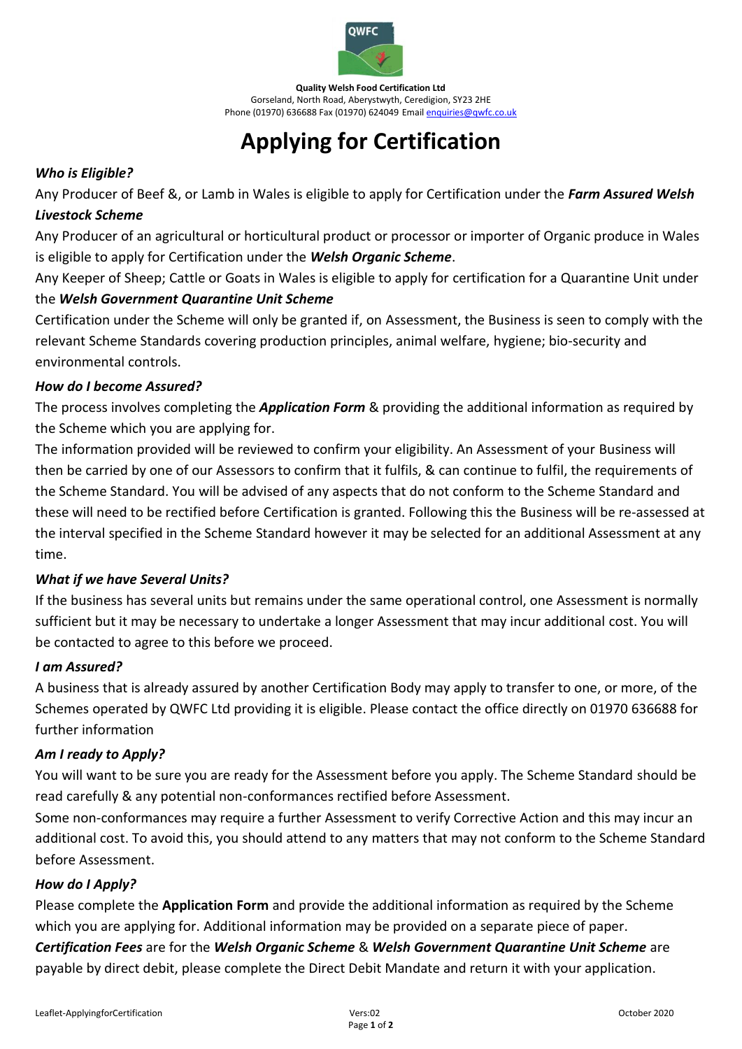**Quality Welsh Food Certification Ltd**
Gorseland, North Road, Aberystwyth, Ceredigion, SY23 2HE
Phone (01970) 636688 Fax (01970) 624049 Email enquiries@qwfc.co.uk

# Applying for Certification

### *Who is Eligible?*

Any Producer of Beef &, or Lamb in Wales is eligible to apply for Certification under the ***Farm Assured Welsh Livestock Scheme***

Any Producer of an agricultural or horticultural product or processor or importer of Organic produce in Wales is eligible to apply for Certification under the ***Welsh Organic Scheme***.

Any Keeper of Sheep; Cattle or Goats in Wales is eligible to apply for certification for a Quarantine Unit under the ***Welsh Government Quarantine Unit Scheme***

Certification under the Scheme will only be granted if, on Assessment, the Business is seen to comply with the relevant Scheme Standards covering production principles, animal welfare, hygiene; bio-security and environmental controls.

### *How do I become Assured?*

The process involves completing the ***Application Form*** & providing the additional information as required by the Scheme which you are applying for.

The information provided will be reviewed to confirm your eligibility. An Assessment of your Business will then be carried by one of our Assessors to confirm that it fulfils, & can continue to fulfil, the requirements of the Scheme Standard. You will be advised of any aspects that do not conform to the Scheme Standard and these will need to be rectified before Certification is granted. Following this the Business will be re-assessed at the interval specified in the Scheme Standard however it may be selected for an additional Assessment at any time.

### *What if we have Several Units?*

If the business has several units but remains under the same operational control, one Assessment is normally sufficient but it may be necessary to undertake a longer Assessment that may incur additional cost. You will be contacted to agree to this before we proceed.

### *I am Assured?*

A business that is already assured by another Certification Body may apply to transfer to one, or more, of the Schemes operated by QWFC Ltd providing it is eligible. Please contact the office directly on 01970 636688 for further information

### *Am I ready to Apply?*

You will want to be sure you are ready for the Assessment before you apply. The Scheme Standard should be read carefully & any potential non-conformances rectified before Assessment.

Some non-conformances may require a further Assessment to verify Corrective Action and this may incur an additional cost. To avoid this, you should attend to any matters that may not conform to the Scheme Standard before Assessment.

### *How do I Apply?*

Please complete the **Application Form** and provide the additional information as required by the Scheme which you are applying for. Additional information may be provided on a separate piece of paper.

***Certification Fees*** are for the ***Welsh Organic Scheme*** & ***Welsh Government Quarantine Unit Scheme*** are payable by direct debit, please complete the Direct Debit Mandate and return it with your application.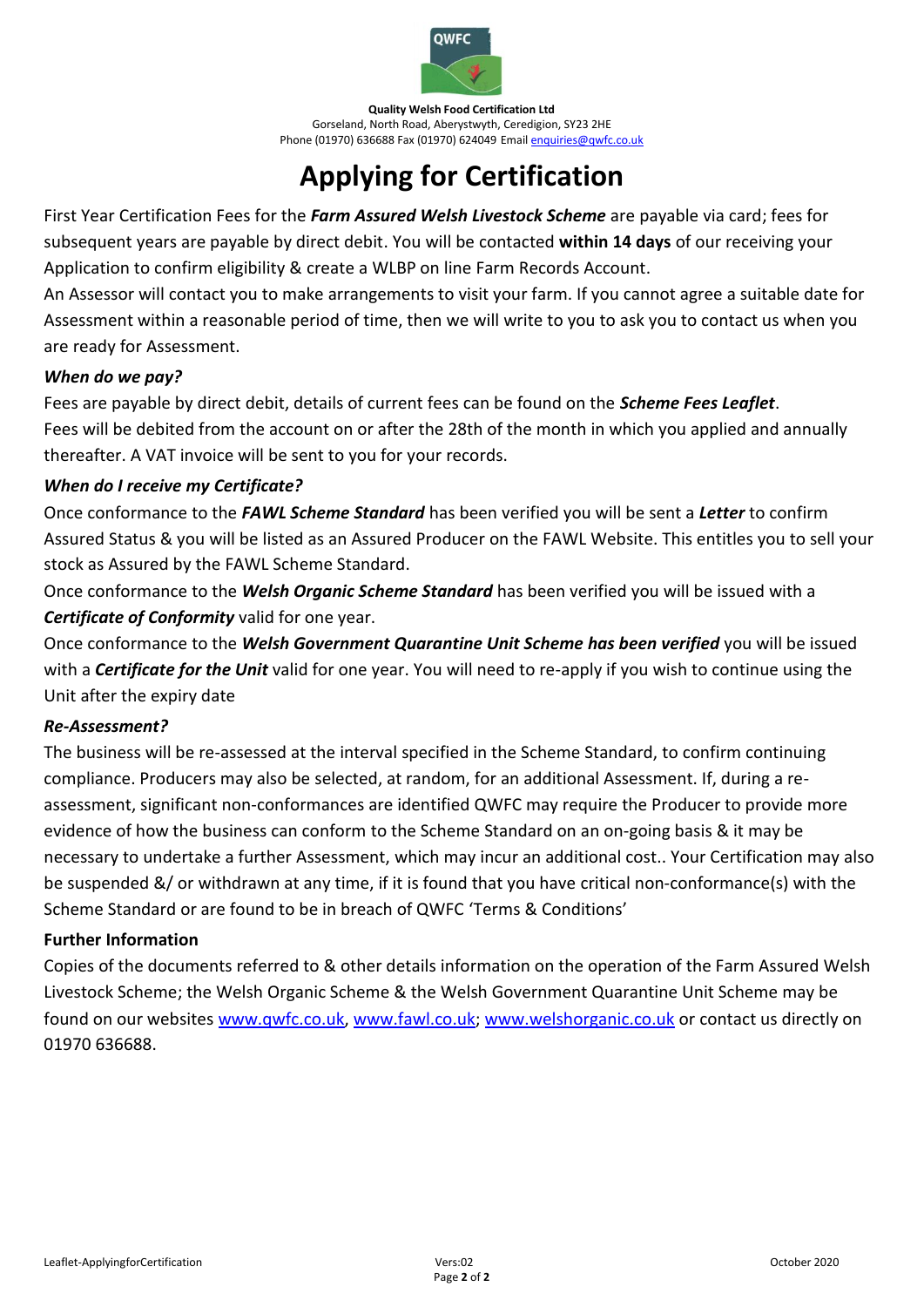**Quality Welsh Food Certification Ltd**
Gorseland, North Road, Aberystwyth, Ceredigion, SY23 2HE
Phone (01970) 636688 Fax (01970) 624049 Email enquiries@qwfc.co.uk

# Applying for Certification

First Year Certification Fees for the ***Farm Assured Welsh Livestock Scheme*** are payable via card; fees for subsequent years are payable by direct debit. You will be contacted **within 14 days** of our receiving your Application to confirm eligibility & create a WLBP on line Farm Records Account.

An Assessor will contact you to make arrangements to visit your farm. If you cannot agree a suitable date for Assessment within a reasonable period of time, then we will write to you to ask you to contact us when you are ready for Assessment.

### *When do we pay?*

Fees are payable by direct debit, details of current fees can be found on the ***Scheme Fees Leaflet***.

Fees will be debited from the account on or after the 28th of the month in which you applied and annually thereafter. A VAT invoice will be sent to you for your records.

### *When do I receive my Certificate?*

Once conformance to the ***FAWL Scheme Standard*** has been verified you will be sent a ***Letter*** to confirm Assured Status & you will be listed as an Assured Producer on the FAWL Website. This entitles you to sell your stock as Assured by the FAWL Scheme Standard.

Once conformance to the ***Welsh Organic Scheme Standard*** has been verified you will be issued with a ***Certificate of Conformity*** valid for one year.

Once conformance to the ***Welsh Government Quarantine Unit Scheme has been verified*** you will be issued with a ***Certificate for the Unit*** valid for one year. You will need to re-apply if you wish to continue using the Unit after the expiry date

### *Re-Assessment?*

The business will be re-assessed at the interval specified in the Scheme Standard, to confirm continuing compliance. Producers may also be selected, at random, for an additional Assessment. If, during a re-assessment, significant non-conformances are identified QWFC may require the Producer to provide more evidence of how the business can conform to the Scheme Standard on an on-going basis & it may be necessary to undertake a further Assessment, which may incur an additional cost.. Your Certification may also be suspended &/ or withdrawn at any time, if it is found that you have critical non-conformance(s) with the Scheme Standard or are found to be in breach of QWFC 'Terms & Conditions'

### Further Information

Copies of the documents referred to & other details information on the operation of the Farm Assured Welsh Livestock Scheme; the Welsh Organic Scheme & the Welsh Government Quarantine Unit Scheme may be found on our websites www.qwfc.co.uk, www.fawl.co.uk; www.welshorganic.co.uk or contact us directly on 01970 636688.